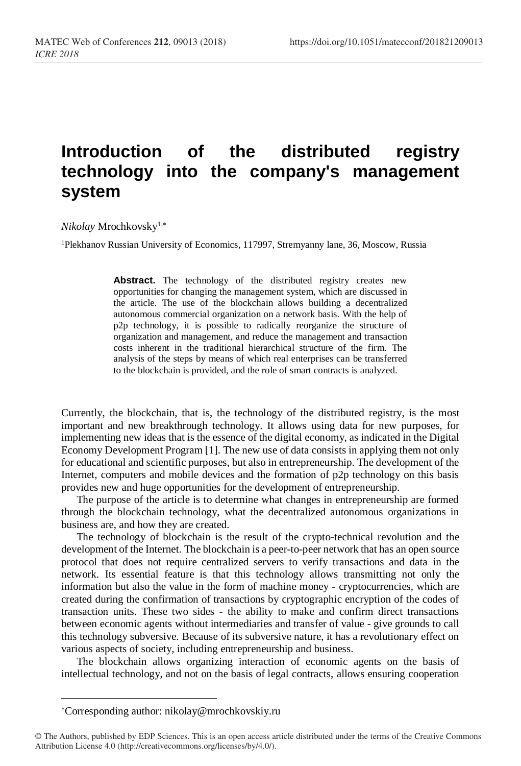# Introduction of the distributed registry technology into the company's management system

*Nikolay* Mrochkovsky[1,*]

[1]Plekhanov Russian University of Economics, 117997, Stremyanny lane, 36, Moscow, Russia

> **Abstract.** The technology of the distributed registry creates new opportunities for changing the management system, which are discussed in the article. The use of the blockchain allows building a decentralized autonomous commercial organization on a network basis. With the help of p2p technology, it is possible to radically reorganize the structure of organization and management, and reduce the management and transaction costs inherent in the traditional hierarchical structure of the firm. The analysis of the steps by means of which real enterprises can be transferred to the blockchain is provided, and the role of smart contracts is analyzed.

Currently, the blockchain, that is, the technology of the distributed registry, is the most important and new breakthrough technology. It allows using data for new purposes, for implementing new ideas that is the essence of the digital economy, as indicated in the Digital Economy Development Program [1]. The new use of data consists in applying them not only for educational and scientific purposes, but also in entrepreneurship. The development of the Internet, computers and mobile devices and the formation of p2p technology on this basis provides new and huge opportunities for the development of entrepreneurship.

The purpose of the article is to determine what changes in entrepreneurship are formed through the blockchain technology, what the decentralized autonomous organizations in business are, and how they are created.

The technology of blockchain is the result of the crypto-technical revolution and the development of the Internet. The blockchain is a peer-to-peer network that has an open source protocol that does not require centralized servers to verify transactions and data in the network. Its essential feature is that this technology allows transmitting not only the information but also the value in the form of machine money - cryptocurrencies, which are created during the confirmation of transactions by cryptographic encryption of the codes of transaction units. These two sides - the ability to make and confirm direct transactions between economic agents without intermediaries and transfer of value - give grounds to call this technology subversive. Because of its subversive nature, it has a revolutionary effect on various aspects of society, including entrepreneurship and business.

The blockchain allows organizing interaction of economic agents on the basis of intellectual technology, and not on the basis of legal contracts, allows ensuring cooperation

---

*Corresponding author: nikolay@mrochkovskiy.ru

© The Authors, published by EDP Sciences. This is an open access article distributed under the terms of the Creative Commons Attribution License 4.0 (http://creativecommons.org/licenses/by/4.0/).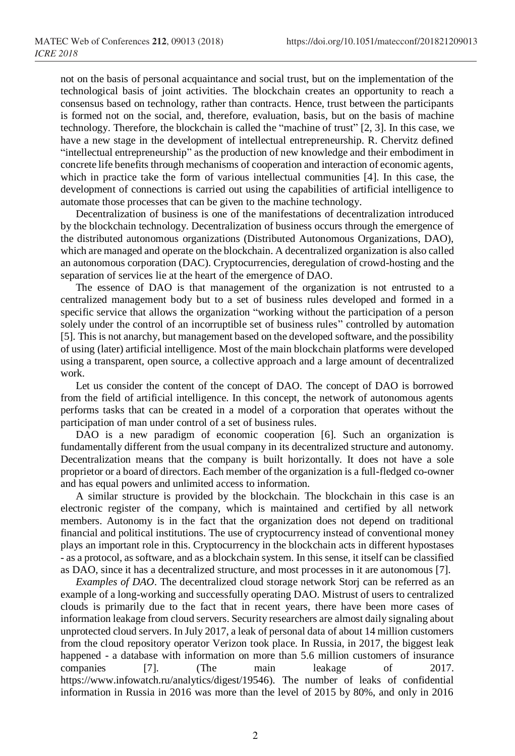not on the basis of personal acquaintance and social trust, but on the implementation of the technological basis of joint activities. The blockchain creates an opportunity to reach a consensus based on technology, rather than contracts. Hence, trust between the participants is formed not on the social, and, therefore, evaluation, basis, but on the basis of machine technology. Therefore, the blockchain is called the "machine of trust" [2, 3]. In this case, we have a new stage in the development of intellectual entrepreneurship. R. Chervitz defined "intellectual entrepreneurship" as the production of new knowledge and their embodiment in concrete life benefits through mechanisms of cooperation and interaction of economic agents, which in practice take the form of various intellectual communities [4]. In this case, the development of connections is carried out using the capabilities of artificial intelligence to automate those processes that can be given to the machine technology.

Decentralization of business is one of the manifestations of decentralization introduced by the blockchain technology. Decentralization of business occurs through the emergence of the distributed autonomous organizations (Distributed Autonomous Organizations, DAO), which are managed and operate on the blockchain. A decentralized organization is also called an autonomous corporation (DAC). Cryptocurrencies, deregulation of crowd-hosting and the separation of services lie at the heart of the emergence of DAO.

The essence of DAO is that management of the organization is not entrusted to a centralized management body but to a set of business rules developed and formed in a specific service that allows the organization "working without the participation of a person solely under the control of an incorruptible set of business rules" controlled by automation [5]. This is not anarchy, but management based on the developed software, and the possibility of using (later) artificial intelligence. Most of the main blockchain platforms were developed using a transparent, open source, a collective approach and a large amount of decentralized work.

Let us consider the content of the concept of DAO. The concept of DAO is borrowed from the field of artificial intelligence. In this concept, the network of autonomous agents performs tasks that can be created in a model of a corporation that operates without the participation of man under control of a set of business rules.

DAO is a new paradigm of economic cooperation [6]. Such an organization is fundamentally different from the usual company in its decentralized structure and autonomy. Decentralization means that the company is built horizontally. It does not have a sole proprietor or a board of directors. Each member of the organization is a full-fledged co-owner and has equal powers and unlimited access to information.

A similar structure is provided by the blockchain. The blockchain in this case is an electronic register of the company, which is maintained and certified by all network members. Autonomy is in the fact that the organization does not depend on traditional financial and political institutions. The use of cryptocurrency instead of conventional money plays an important role in this. Cryptocurrency in the blockchain acts in different hypostases - as a protocol, as software, and as a blockchain system. In this sense, it itself can be classified as DAO, since it has a decentralized structure, and most processes in it are autonomous [7].

*Examples of DAO*. The decentralized cloud storage network Storj can be referred as an example of a long-working and successfully operating DAO. Mistrust of users to centralized clouds is primarily due to the fact that in recent years, there have been more cases of information leakage from cloud servers. Security researchers are almost daily signaling about unprotected cloud servers. In July 2017, a leak of personal data of about 14 million customers from the cloud repository operator Verizon took place. In Russia, in 2017, the biggest leak happened - a database with information on more than 5.6 million customers of insurance companies [7]. (The main leakage of 2017. https://www.infowatch.ru/analytics/digest/19546). The number of leaks of confidential information in Russia in 2016 was more than the level of 2015 by 80%, and only in 2016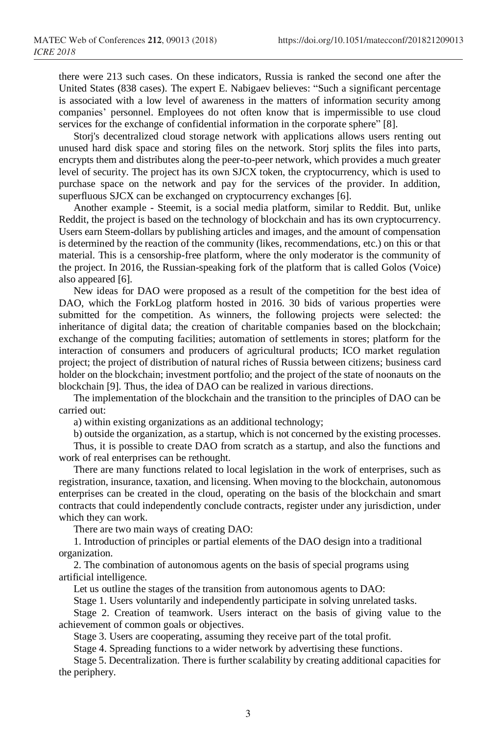there were 213 such cases. On these indicators, Russia is ranked the second one after the United States (838 cases). The expert E. Nabigaev believes: "Such a significant percentage is associated with a low level of awareness in the matters of information security among companies' personnel. Employees do not often know that is impermissible to use cloud services for the exchange of confidential information in the corporate sphere" [8].

Storj's decentralized cloud storage network with applications allows users renting out unused hard disk space and storing files on the network. Storj splits the files into parts, encrypts them and distributes along the peer-to-peer network, which provides a much greater level of security. The project has its own SJCX token, the cryptocurrency, which is used to purchase space on the network and pay for the services of the provider. In addition, superfluous SJCX can be exchanged on cryptocurrency exchanges [6].

Another example - Steemit, is a social media platform, similar to Reddit. But, unlike Reddit, the project is based on the technology of blockchain and has its own cryptocurrency. Users earn Steem-dollars by publishing articles and images, and the amount of compensation is determined by the reaction of the community (likes, recommendations, etc.) on this or that material. This is a censorship-free platform, where the only moderator is the community of the project. In 2016, the Russian-speaking fork of the platform that is called Golos (Voice) also appeared [6].

New ideas for DAO were proposed as a result of the competition for the best idea of DAO, which the ForkLog platform hosted in 2016. 30 bids of various properties were submitted for the competition. As winners, the following projects were selected: the inheritance of digital data; the creation of charitable companies based on the blockchain; exchange of the computing facilities; automation of settlements in stores; platform for the interaction of consumers and producers of agricultural products; ICO market regulation project; the project of distribution of natural riches of Russia between citizens; business card holder on the blockchain; investment portfolio; and the project of the state of noonauts on the blockchain [9]. Thus, the idea of DAO can be realized in various directions.

The implementation of the blockchain and the transition to the principles of DAO can be carried out:

a) within existing organizations as an additional technology;

b) outside the organization, as a startup, which is not concerned by the existing processes.

Thus, it is possible to create DAO from scratch as a startup, and also the functions and work of real enterprises can be rethought.

There are many functions related to local legislation in the work of enterprises, such as registration, insurance, taxation, and licensing. When moving to the blockchain, autonomous enterprises can be created in the cloud, operating on the basis of the blockchain and smart contracts that could independently conclude contracts, register under any jurisdiction, under which they can work.

There are two main ways of creating DAO:

1. Introduction of principles or partial elements of the DAO design into a traditional organization.
2. The combination of autonomous agents on the basis of special programs using artificial intelligence.

Let us outline the stages of the transition from autonomous agents to DAO:

Stage 1. Users voluntarily and independently participate in solving unrelated tasks.

Stage 2. Creation of teamwork. Users interact on the basis of giving value to the achievement of common goals or objectives.

Stage 3. Users are cooperating, assuming they receive part of the total profit.

Stage 4. Spreading functions to a wider network by advertising these functions.

Stage 5. Decentralization. There is further scalability by creating additional capacities for the periphery.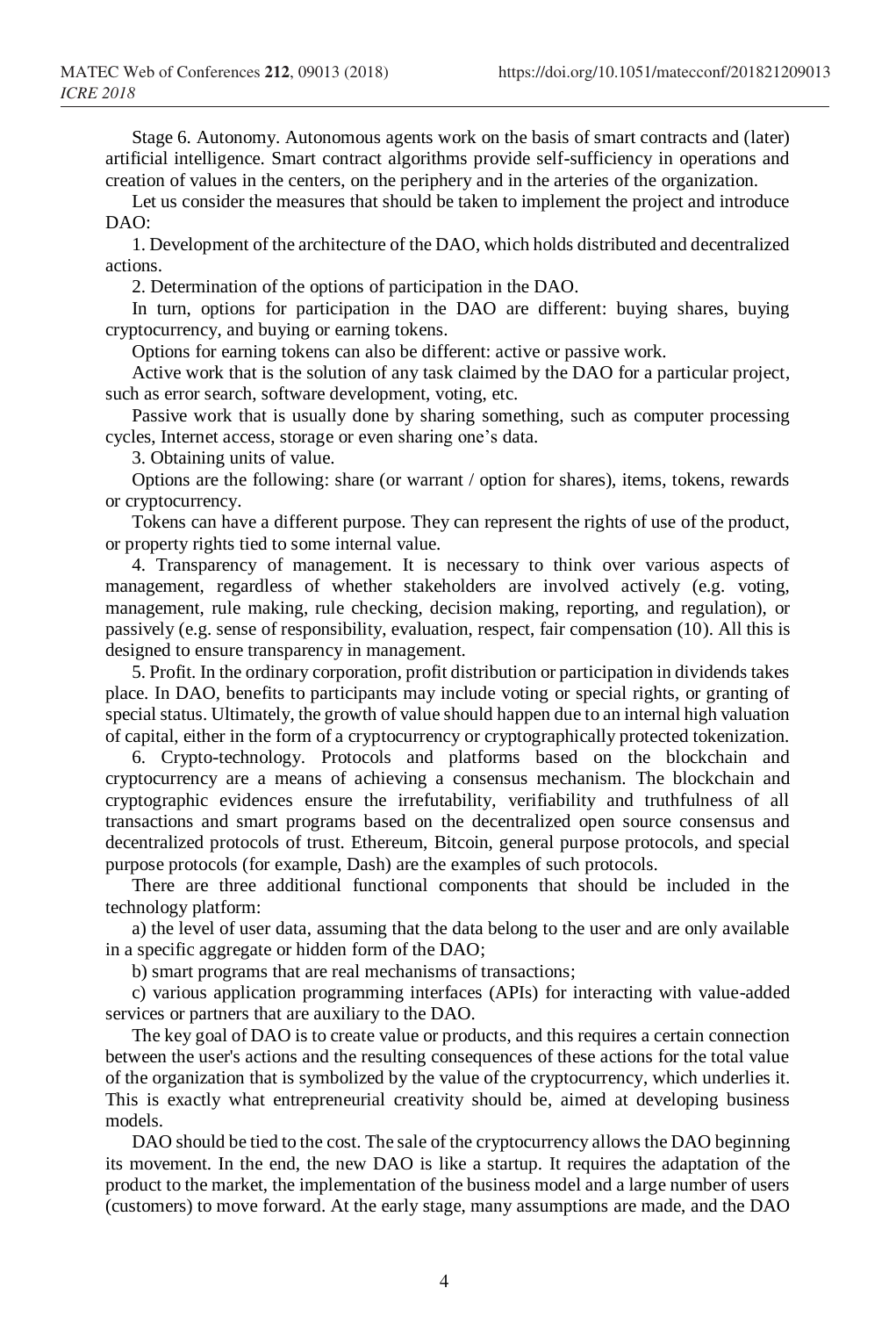Stage 6. Autonomy. Autonomous agents work on the basis of smart contracts and (later) artificial intelligence. Smart contract algorithms provide self-sufficiency in operations and creation of values in the centers, on the periphery and in the arteries of the organization.

Let us consider the measures that should be taken to implement the project and introduce DAO:

1. Development of the architecture of the DAO, which holds distributed and decentralized actions.

2. Determination of the options of participation in the DAO.

In turn, options for participation in the DAO are different: buying shares, buying cryptocurrency, and buying or earning tokens.

Options for earning tokens can also be different: active or passive work.

Active work that is the solution of any task claimed by the DAO for a particular project, such as error search, software development, voting, etc.

Passive work that is usually done by sharing something, such as computer processing cycles, Internet access, storage or even sharing one's data.

3. Obtaining units of value.

Options are the following: share (or warrant / option for shares), items, tokens, rewards or cryptocurrency.

Tokens can have a different purpose. They can represent the rights of use of the product, or property rights tied to some internal value.

4. Transparency of management. It is necessary to think over various aspects of management, regardless of whether stakeholders are involved actively (e.g. voting, management, rule making, rule checking, decision making, reporting, and regulation), or passively (e.g. sense of responsibility, evaluation, respect, fair compensation (10). All this is designed to ensure transparency in management.

5. Profit. In the ordinary corporation, profit distribution or participation in dividends takes place. In DAO, benefits to participants may include voting or special rights, or granting of special status. Ultimately, the growth of value should happen due to an internal high valuation of capital, either in the form of a cryptocurrency or cryptographically protected tokenization.

6. Crypto-technology. Protocols and platforms based on the blockchain and cryptocurrency are a means of achieving a consensus mechanism. The blockchain and cryptographic evidences ensure the irrefutability, verifiability and truthfulness of all transactions and smart programs based on the decentralized open source consensus and decentralized protocols of trust. Ethereum, Bitcoin, general purpose protocols, and special purpose protocols (for example, Dash) are the examples of such protocols.

There are three additional functional components that should be included in the technology platform:

a) the level of user data, assuming that the data belong to the user and are only available in a specific aggregate or hidden form of the DAO;

b) smart programs that are real mechanisms of transactions;

c) various application programming interfaces (APIs) for interacting with value-added services or partners that are auxiliary to the DAO.

The key goal of DAO is to create value or products, and this requires a certain connection between the user's actions and the resulting consequences of these actions for the total value of the organization that is symbolized by the value of the cryptocurrency, which underlies it. This is exactly what entrepreneurial creativity should be, aimed at developing business models.

DAO should be tied to the cost. The sale of the cryptocurrency allows the DAO beginning its movement. In the end, the new DAO is like a startup. It requires the adaptation of the product to the market, the implementation of the business model and a large number of users (customers) to move forward. At the early stage, many assumptions are made, and the DAO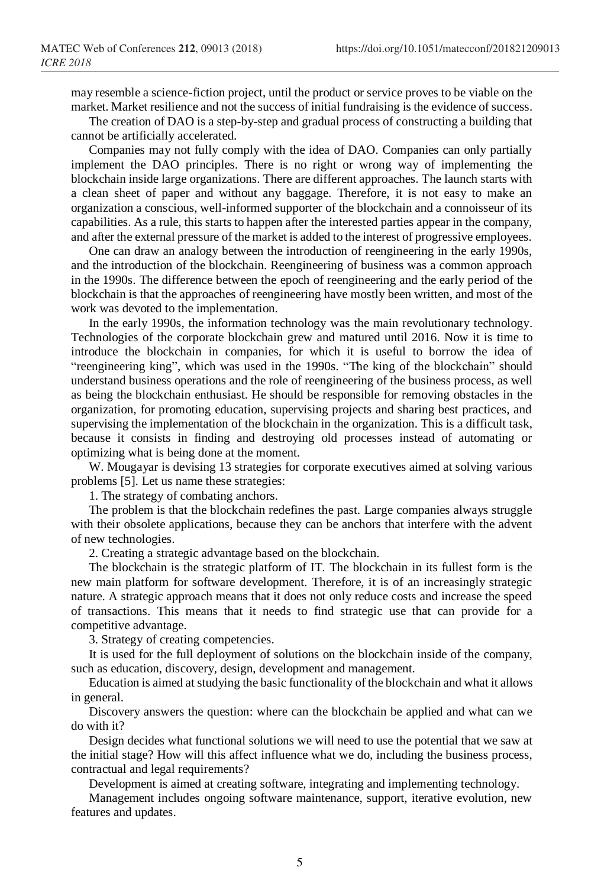may resemble a science-fiction project, until the product or service proves to be viable on the market. Market resilience and not the success of initial fundraising is the evidence of success.

The creation of DAO is a step-by-step and gradual process of constructing a building that cannot be artificially accelerated.

Companies may not fully comply with the idea of DAO. Companies can only partially implement the DAO principles. There is no right or wrong way of implementing the blockchain inside large organizations. There are different approaches. The launch starts with a clean sheet of paper and without any baggage. Therefore, it is not easy to make an organization a conscious, well-informed supporter of the blockchain and a connoisseur of its capabilities. As a rule, this starts to happen after the interested parties appear in the company, and after the external pressure of the market is added to the interest of progressive employees.

One can draw an analogy between the introduction of reengineering in the early 1990s, and the introduction of the blockchain. Reengineering of business was a common approach in the 1990s. The difference between the epoch of reengineering and the early period of the blockchain is that the approaches of reengineering have mostly been written, and most of the work was devoted to the implementation.

In the early 1990s, the information technology was the main revolutionary technology. Technologies of the corporate blockchain grew and matured until 2016. Now it is time to introduce the blockchain in companies, for which it is useful to borrow the idea of "reengineering king", which was used in the 1990s. "The king of the blockchain" should understand business operations and the role of reengineering of the business process, as well as being the blockchain enthusiast. He should be responsible for removing obstacles in the organization, for promoting education, supervising projects and sharing best practices, and supervising the implementation of the blockchain in the organization. This is a difficult task, because it consists in finding and destroying old processes instead of automating or optimizing what is being done at the moment.

W. Mougayar is devising 13 strategies for corporate executives aimed at solving various problems [5]. Let us name these strategies:

1. The strategy of combating anchors.

The problem is that the blockchain redefines the past. Large companies always struggle with their obsolete applications, because they can be anchors that interfere with the advent of new technologies.

2. Creating a strategic advantage based on the blockchain.

The blockchain is the strategic platform of IT. The blockchain in its fullest form is the new main platform for software development. Therefore, it is of an increasingly strategic nature. A strategic approach means that it does not only reduce costs and increase the speed of transactions. This means that it needs to find strategic use that can provide for a competitive advantage.

3. Strategy of creating competencies.

It is used for the full deployment of solutions on the blockchain inside of the company, such as education, discovery, design, development and management.

Education is aimed at studying the basic functionality of the blockchain and what it allows in general.

Discovery answers the question: where can the blockchain be applied and what can we do with it?

Design decides what functional solutions we will need to use the potential that we saw at the initial stage? How will this affect influence what we do, including the business process, contractual and legal requirements?

Development is aimed at creating software, integrating and implementing technology.

Management includes ongoing software maintenance, support, iterative evolution, new features and updates.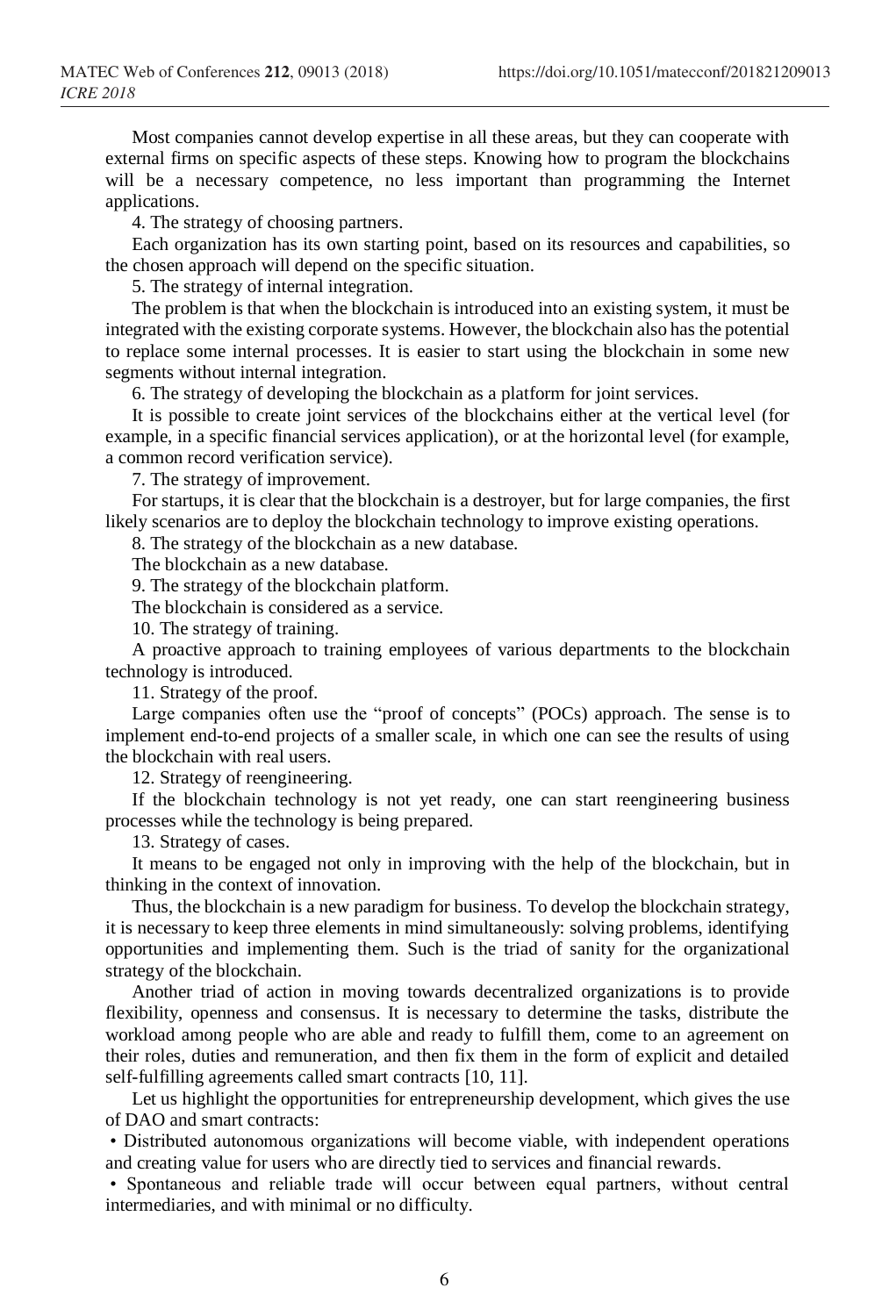Most companies cannot develop expertise in all these areas, but they can cooperate with external firms on specific aspects of these steps. Knowing how to program the blockchains will be a necessary competence, no less important than programming the Internet applications.

4. The strategy of choosing partners.

Each organization has its own starting point, based on its resources and capabilities, so the chosen approach will depend on the specific situation.

5. The strategy of internal integration.

The problem is that when the blockchain is introduced into an existing system, it must be integrated with the existing corporate systems. However, the blockchain also has the potential to replace some internal processes. It is easier to start using the blockchain in some new segments without internal integration.

6. The strategy of developing the blockchain as a platform for joint services.

It is possible to create joint services of the blockchains either at the vertical level (for example, in a specific financial services application), or at the horizontal level (for example, a common record verification service).

7. The strategy of improvement.

For startups, it is clear that the blockchain is a destroyer, but for large companies, the first likely scenarios are to deploy the blockchain technology to improve existing operations.

8. The strategy of the blockchain as a new database.

The blockchain as a new database.

9. The strategy of the blockchain platform.

The blockchain is considered as a service.

10. The strategy of training.

A proactive approach to training employees of various departments to the blockchain technology is introduced.

11. Strategy of the proof.

Large companies often use the "proof of concepts" (POCs) approach. The sense is to implement end-to-end projects of a smaller scale, in which one can see the results of using the blockchain with real users.

12. Strategy of reengineering.

If the blockchain technology is not yet ready, one can start reengineering business processes while the technology is being prepared.

13. Strategy of cases.

It means to be engaged not only in improving with the help of the blockchain, but in thinking in the context of innovation.

Thus, the blockchain is a new paradigm for business. To develop the blockchain strategy, it is necessary to keep three elements in mind simultaneously: solving problems, identifying opportunities and implementing them. Such is the triad of sanity for the organizational strategy of the blockchain.

Another triad of action in moving towards decentralized organizations is to provide flexibility, openness and consensus. It is necessary to determine the tasks, distribute the workload among people who are able and ready to fulfill them, come to an agreement on their roles, duties and remuneration, and then fix them in the form of explicit and detailed self-fulfilling agreements called smart contracts [10, 11].

Let us highlight the opportunities for entrepreneurship development, which gives the use of DAO and smart contracts:

- Distributed autonomous organizations will become viable, with independent operations and creating value for users who are directly tied to services and financial rewards.
- Spontaneous and reliable trade will occur between equal partners, without central intermediaries, and with minimal or no difficulty.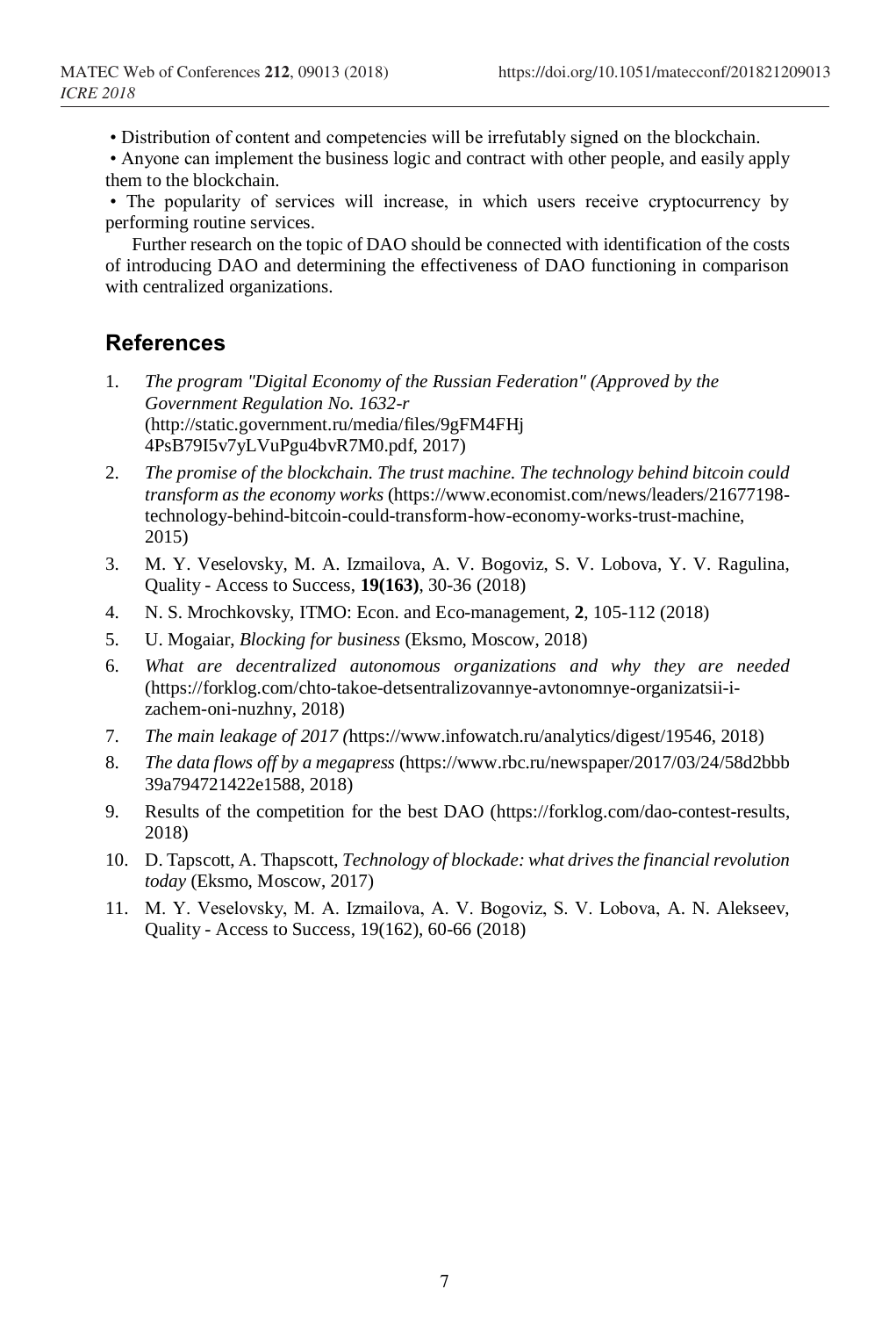• Distribution of content and competencies will be irrefutably signed on the blockchain.

• Anyone can implement the business logic and contract with other people, and easily apply them to the blockchain.

• The popularity of services will increase, in which users receive cryptocurrency by performing routine services.

Further research on the topic of DAO should be connected with identification of the costs of introducing DAO and determining the effectiveness of DAO functioning in comparison with centralized organizations.

## References

1. *The program "Digital Economy of the Russian Federation" (Approved by the Government Regulation No. 1632-r* (http://static.government.ru/media/files/9gFM4FHj 4PsB79I5v7yLVuPgu4bvR7M0.pdf, 2017)
2. *The promise of the blockchain. The trust machine. The technology behind bitcoin could transform as the economy works* (https://www.economist.com/news/leaders/21677198-technology-behind-bitcoin-could-transform-how-economy-works-trust-machine, 2015)
3. M. Y. Veselovsky, M. A. Izmailova, A. V. Bogoviz, S. V. Lobova, Y. V. Ragulina, Quality - Access to Success, **19(163)**, 30-36 (2018)
4. N. S. Mrochkovsky, ITMO: Econ. and Eco-management, **2**, 105-112 (2018)
5. U. Mogaiar, *Blocking for business* (Eksmo, Moscow, 2018)
6. *What are decentralized autonomous organizations and why they are needed* (https://forklog.com/chto-takoe-detsentralizovannye-avtonomnye-organizatsii-i-zachem-oni-nuzhny, 2018)
7. *The main leakage of 2017 (*https://www.infowatch.ru/analytics/digest/19546, 2018)
8. *The data flows off by a megapress* (https://www.rbc.ru/newspaper/2017/03/24/58d2bbb 39a794721422e1588, 2018)
9. Results of the competition for the best DAO (https://forklog.com/dao-contest-results, 2018)
10. D. Tapscott, A. Thapscott, *Technology of blockade: what drives the financial revolution today* (Eksmo, Moscow, 2017)
11. M. Y. Veselovsky, M. A. Izmailova, A. V. Bogoviz, S. V. Lobova, A. N. Alekseev, Quality - Access to Success, 19(162), 60-66 (2018)